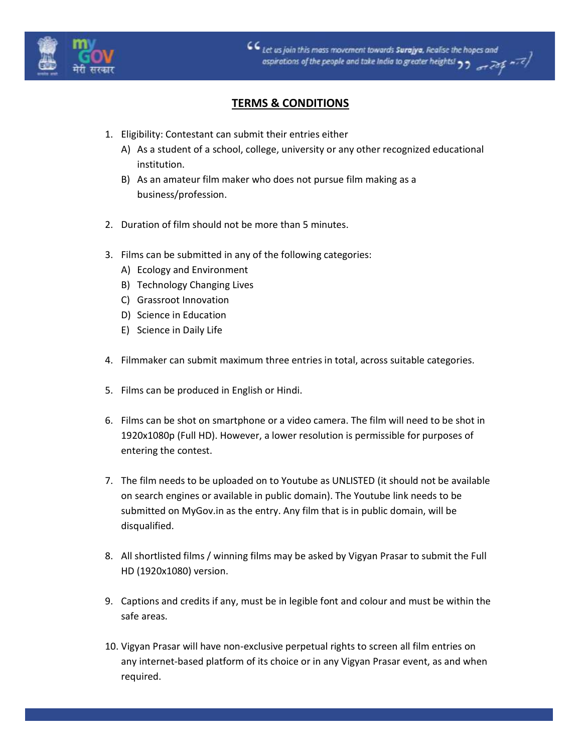## TERMS & CONDITIONS

1. Eligibility: Contestant can submit their entries either
   A) As a student of a school, college, university or any other recognized educational institution.
   B) As an amateur film maker who does not pursue film making as a business/profession.

2. Duration of film should not be more than 5 minutes.

3. Films can be submitted in any of the following categories:
   A) Ecology and Environment
   B) Technology Changing Lives
   C) Grassroot Innovation
   D) Science in Education
   E) Science in Daily Life

4. Filmmaker can submit maximum three entries in total, across suitable categories.

5. Films can be produced in English or Hindi.

6. Films can be shot on smartphone or a video camera. The film will need to be shot in 1920x1080p (Full HD). However, a lower resolution is permissible for purposes of entering the contest.

7. The film needs to be uploaded on to Youtube as UNLISTED (it should not be available on search engines or available in public domain). The Youtube link needs to be submitted on MyGov.in as the entry. Any film that is in public domain, will be disqualified.

8. All shortlisted films / winning films may be asked by Vigyan Prasar to submit the Full HD (1920x1080) version.

9. Captions and credits if any, must be in legible font and colour and must be within the safe areas.

10. Vigyan Prasar will have non-exclusive perpetual rights to screen all film entries on any internet-based platform of its choice or in any Vigyan Prasar event, as and when required.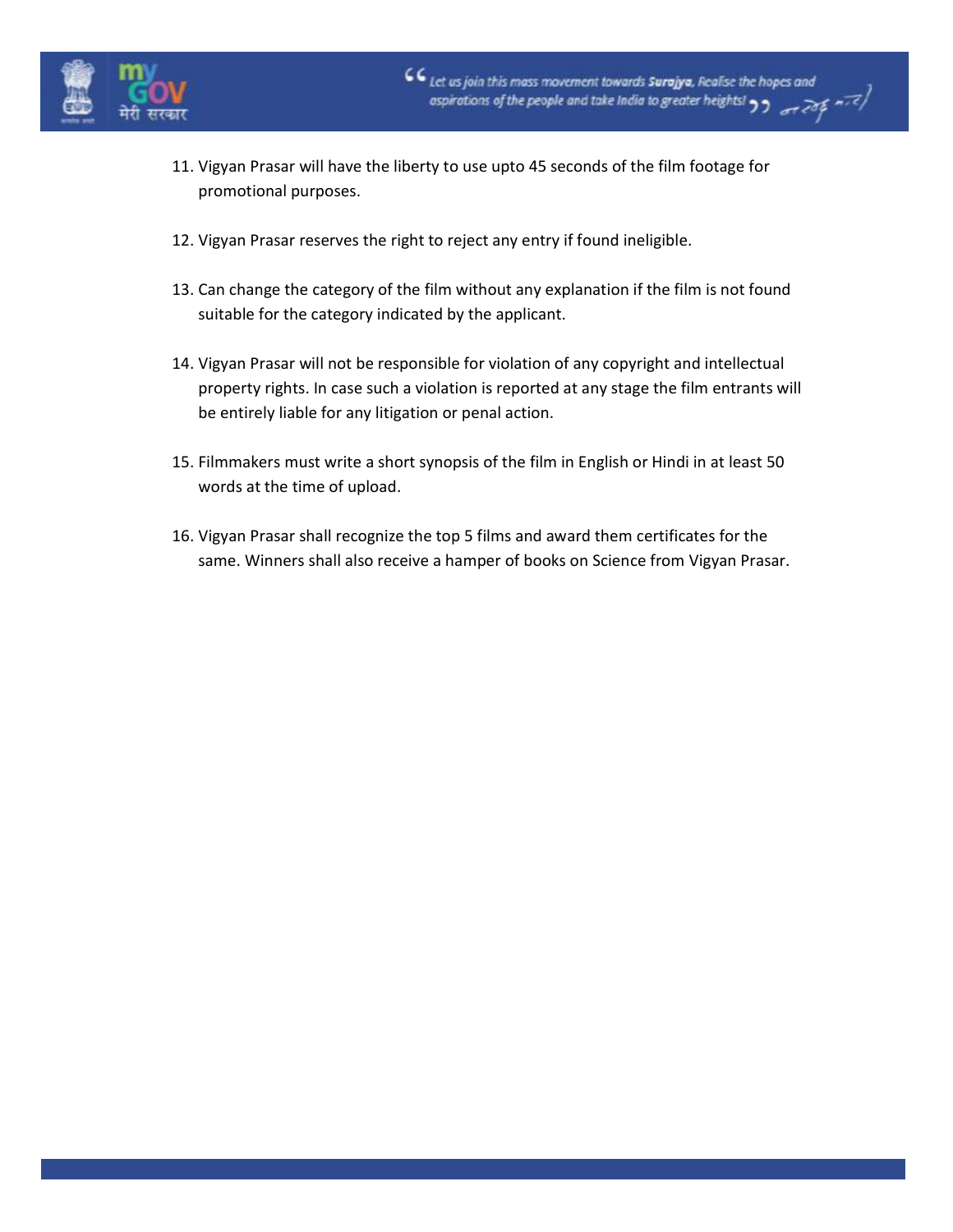11. Vigyan Prasar will have the liberty to use upto 45 seconds of the film footage for promotional purposes.

12. Vigyan Prasar reserves the right to reject any entry if found ineligible.

13. Can change the category of the film without any explanation if the film is not found suitable for the category indicated by the applicant.

14. Vigyan Prasar will not be responsible for violation of any copyright and intellectual property rights. In case such a violation is reported at any stage the film entrants will be entirely liable for any litigation or penal action.

15. Filmmakers must write a short synopsis of the film in English or Hindi in at least 50 words at the time of upload.

16. Vigyan Prasar shall recognize the top 5 films and award them certificates for the same. Winners shall also receive a hamper of books on Science from Vigyan Prasar.